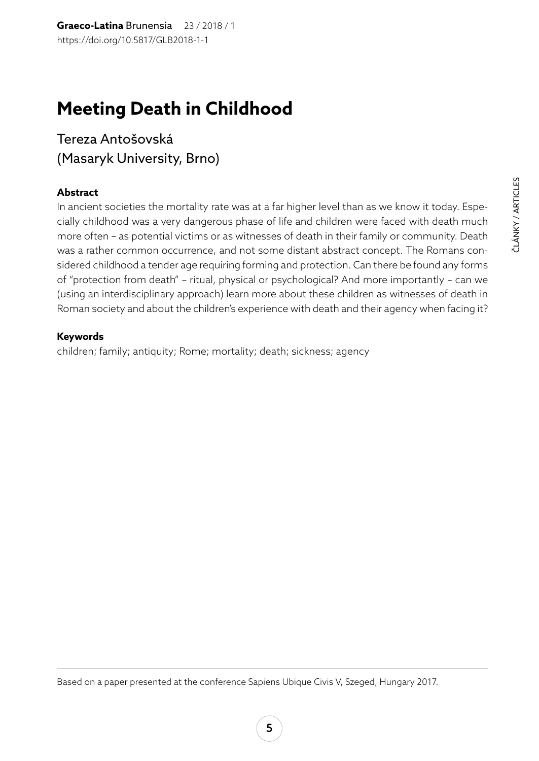# Meeting Death in Childhood

Tereza Antošovská
(Masaryk University, Brno)

**Abstract**

In ancient societies the mortality rate was at a far higher level than as we know it today. Especially childhood was a very dangerous phase of life and children were faced with death much more often – as potential victims or as witnesses of death in their family or community. Death was a rather common occurrence, and not some distant abstract concept. The Romans considered childhood a tender age requiring forming and protection. Can there be found any forms of "protection from death" – ritual, physical or psychological? And more importantly – can we (using an interdisciplinary approach) learn more about these children as witnesses of death in Roman society and about the children's experience with death and their agency when facing it?

**Keywords**

children; family; antiquity; Rome; mortality; death; sickness; agency

---

Based on a paper presented at the conference Sapiens Ubique Civis V, Szeged, Hungary 2017.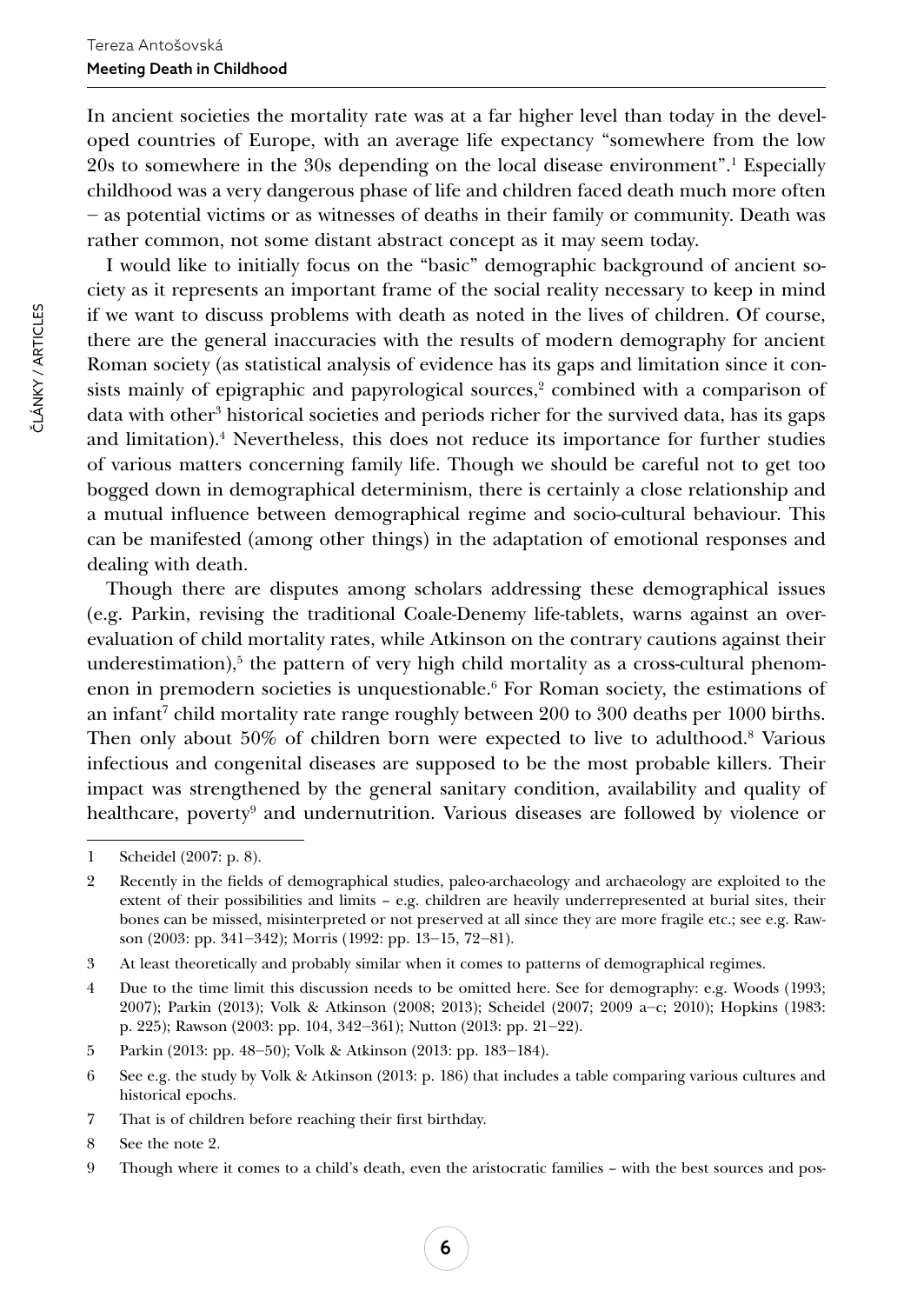In ancient societies the mortality rate was at a far higher level than today in the developed countries of Europe, with an average life expectancy "somewhere from the low 20s to somewhere in the 30s depending on the local disease environment".[1] Especially childhood was a very dangerous phase of life and children faced death much more often – as potential victims or as witnesses of deaths in their family or community. Death was rather common, not some distant abstract concept as it may seem today.

I would like to initially focus on the "basic" demographic background of ancient society as it represents an important frame of the social reality necessary to keep in mind if we want to discuss problems with death as noted in the lives of children. Of course, there are the general inaccuracies with the results of modern demography for ancient Roman society (as statistical analysis of evidence has its gaps and limitation since it consists mainly of epigraphic and papyrological sources,[2] combined with a comparison of data with other[3] historical societies and periods richer for the survived data, has its gaps and limitation).[4] Nevertheless, this does not reduce its importance for further studies of various matters concerning family life. Though we should be careful not to get too bogged down in demographical determinism, there is certainly a close relationship and a mutual influence between demographical regime and socio-cultural behaviour. This can be manifested (among other things) in the adaptation of emotional responses and dealing with death.

Though there are disputes among scholars addressing these demographical issues (e.g. Parkin, revising the traditional Coale-Denemy life-tablets, warns against an overevaluation of child mortality rates, while Atkinson on the contrary cautions against their underestimation),[5] the pattern of very high child mortality as a cross-cultural phenomenon in premodern societies is unquestionable.[6] For Roman society, the estimations of an infant[7] child mortality rate range roughly between 200 to 300 deaths per 1000 births. Then only about 50% of children born were expected to live to adulthood.[8] Various infectious and congenital diseases are supposed to be the most probable killers. Their impact was strengthened by the general sanitary condition, availability and quality of healthcare, poverty[9] and undernutrition. Various diseases are followed by violence or

---

1 Scheidel (2007: p. 8).

2 Recently in the fields of demographical studies, paleo-archaeology and archaeology are exploited to the extent of their possibilities and limits – e.g. children are heavily underrepresented at burial sites, their bones can be missed, misinterpreted or not preserved at all since they are more fragile etc.; see e.g. Rawson (2003: pp. 341–342); Morris (1992: pp. 13–15, 72–81).

3 At least theoretically and probably similar when it comes to patterns of demographical regimes.

4 Due to the time limit this discussion needs to be omitted here. See for demography: e.g. Woods (1993; 2007); Parkin (2013); Volk & Atkinson (2008; 2013); Scheidel (2007; 2009 a–c; 2010); Hopkins (1983: p. 225); Rawson (2003: pp. 104, 342–361); Nutton (2013: pp. 21–22).

5 Parkin (2013: pp. 48–50); Volk & Atkinson (2013: pp. 183–184).

6 See e.g. the study by Volk & Atkinson (2013: p. 186) that includes a table comparing various cultures and historical epochs.

7 That is of children before reaching their first birthday.

8 See the note 2.

9 Though where it comes to a child's death, even the aristocratic families – with the best sources and pos-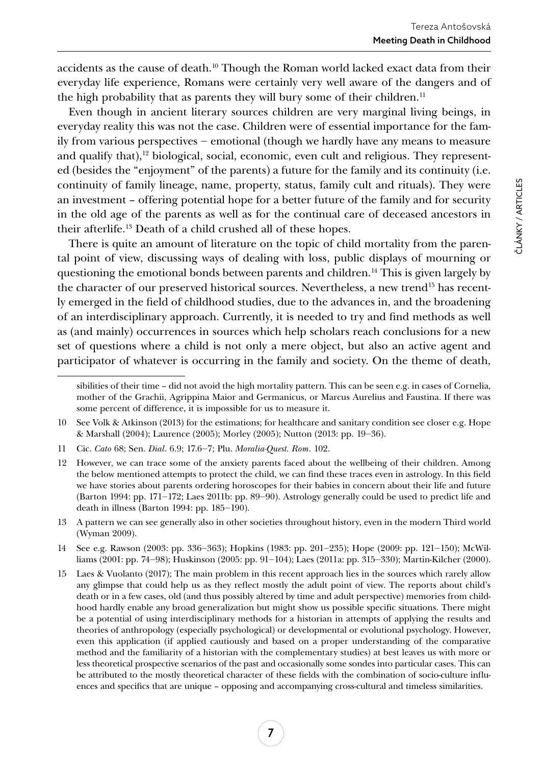accidents as the cause of death.[10] Though the Roman world lacked exact data from their everyday life experience, Romans were certainly very well aware of the dangers and of the high probability that as parents they will bury some of their children.[11]

Even though in ancient literary sources children are very marginal living beings, in everyday reality this was not the case. Children were of essential importance for the family from various perspectives – emotional (though we hardly have any means to measure and qualify that),[12] biological, social, economic, even cult and religious. They represented (besides the "enjoyment" of the parents) a future for the family and its continuity (i.e. continuity of family lineage, name, property, status, family cult and rituals). They were an investment – offering potential hope for a better future of the family and for security in the old age of the parents as well as for the continual care of deceased ancestors in their afterlife.[13] Death of a child crushed all of these hopes.

There is quite an amount of literature on the topic of child mortality from the parental point of view, discussing ways of dealing with loss, public displays of mourning or questioning the emotional bonds between parents and children.[14] This is given largely by the character of our preserved historical sources. Nevertheless, a new trend[15] has recently emerged in the field of childhood studies, due to the advances in, and the broadening of an interdisciplinary approach. Currently, it is needed to try and find methods as well as (and mainly) occurrences in sources which help scholars reach conclusions for a new set of questions where a child is not only a mere object, but also an active agent and participator of whatever is occurring in the family and society. On the theme of death,

---

sibilities of their time – did not avoid the high mortality pattern. This can be seen e.g. in cases of Cornelia, mother of the Grachii, Agrippina Maior and Germanicus, or Marcus Aurelius and Faustina. If there was some percent of difference, it is impossible for us to measure it.

10 See Volk & Atkinson (2013) for the estimations; for healthcare and sanitary condition see closer e.g. Hope & Marshall (2004); Laurence (2005); Morley (2005); Nutton (2013: pp. 19–36).

11 Cic. *Cato* 68; Sen. *Dial*. 6.9; 17.6–7; Plu. *Moralia-Quest. Rom*. 102.

12 However, we can trace some of the anxiety parents faced about the wellbeing of their children. Among the below mentioned attempts to protect the child, we can find these traces even in astrology. In this field we have stories about parents ordering horoscopes for their babies in concern about their life and future (Barton 1994: pp. 171–172; Laes 2011b: pp. 89–90). Astrology generally could be used to predict life and death in illness (Barton 1994: pp. 185–190).

13 A pattern we can see generally also in other societies throughout history, even in the modern Third world (Wyman 2009).

14 See e.g. Rawson (2003: pp. 336–363); Hopkins (1983: pp. 201–235); Hope (2009: pp. 121–150); McWilliams (2001: pp. 74–98); Huskinson (2005: pp. 91–104); Laes (2011a: pp. 315–330); Martin-Kilcher (2000).

15 Laes & Vuolanto (2017); The main problem in this recent approach lies in the sources which rarely allow any glimpse that could help us as they reflect mostly the adult point of view. The reports about child's death or in a few cases, old (and thus possibly altered by time and adult perspective) memories from childhood hardly enable any broad generalization but might show us possible specific situations. There might be a potential of using interdisciplinary methods for a historian in attempts of applying the results and theories of anthropology (especially psychological) or developmental or evolutional psychology. However, even this application (if applied cautiously and based on a proper understanding of the comparative method and the familiarity of a historian with the complementary studies) at best leaves us with more or less theoretical prospective scenarios of the past and occasionally some sondes into particular cases. This can be attributed to the mostly theoretical character of these fields with the combination of socio-culture influences and specifics that are unique – opposing and accompanying cross-cultural and timeless similarities.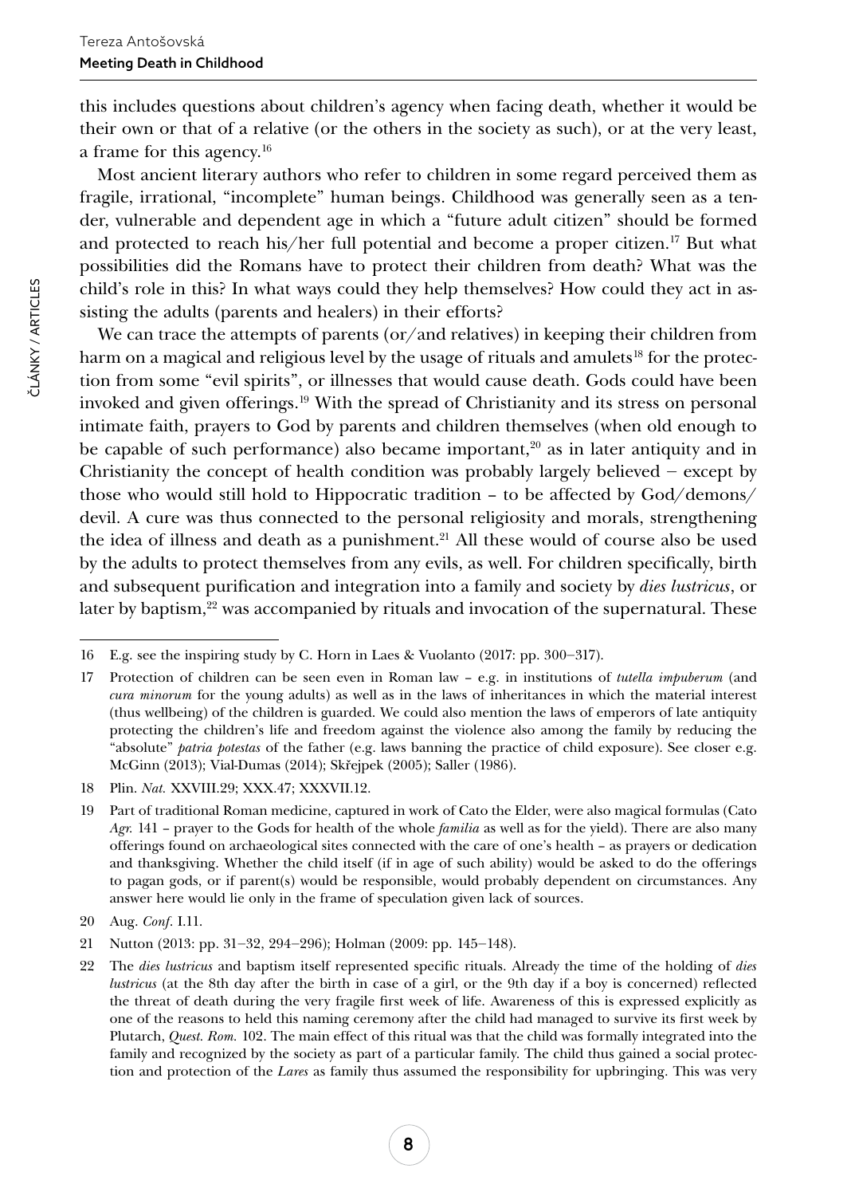this includes questions about children's agency when facing death, whether it would be their own or that of a relative (or the others in the society as such), or at the very least, a frame for this agency.[16]

Most ancient literary authors who refer to children in some regard perceived them as fragile, irrational, "incomplete" human beings. Childhood was generally seen as a tender, vulnerable and dependent age in which a "future adult citizen" should be formed and protected to reach his/her full potential and become a proper citizen.[17] But what possibilities did the Romans have to protect their children from death? What was the child's role in this? In what ways could they help themselves? How could they act in assisting the adults (parents and healers) in their efforts?

We can trace the attempts of parents (or/and relatives) in keeping their children from harm on a magical and religious level by the usage of rituals and amulets[18] for the protection from some "evil spirits", or illnesses that would cause death. Gods could have been invoked and given offerings.[19] With the spread of Christianity and its stress on personal intimate faith, prayers to God by parents and children themselves (when old enough to be capable of such performance) also became important,[20] as in later antiquity and in Christianity the concept of health condition was probably largely believed – except by those who would still hold to Hippocratic tradition – to be affected by God/demons/devil. A cure was thus connected to the personal religiosity and morals, strengthening the idea of illness and death as a punishment.[21] All these would of course also be used by the adults to protect themselves from any evils, as well. For children specifically, birth and subsequent purification and integration into a family and society by *dies lustricus*, or later by baptism,[22] was accompanied by rituals and invocation of the supernatural. These

---

16 E.g. see the inspiring study by C. Horn in Laes & Vuolanto (2017: pp. 300–317).

17 Protection of children can be seen even in Roman law – e.g. in institutions of *tutella impuberum* (and *cura minorum* for the young adults) as well as in the laws of inheritances in which the material interest (thus wellbeing) of the children is guarded. We could also mention the laws of emperors of late antiquity protecting the children's life and freedom against the violence also among the family by reducing the "absolute" *patria potestas* of the father (e.g. laws banning the practice of child exposure). See closer e.g. McGinn (2013); Vial-Dumas (2014); Skřejpek (2005); Saller (1986).

18 Plin. *Nat.* XXVIII.29; XXX.47; XXXVII.12.

19 Part of traditional Roman medicine, captured in work of Cato the Elder, were also magical formulas (Cato *Agr.* 141 – prayer to the Gods for health of the whole *familia* as well as for the yield). There are also many offerings found on archaeological sites connected with the care of one's health – as prayers or dedication and thanksgiving. Whether the child itself (if in age of such ability) would be asked to do the offerings to pagan gods, or if parent(s) would be responsible, would probably dependent on circumstances. Any answer here would lie only in the frame of speculation given lack of sources.

20 Aug. *Conf.* I.11.

21 Nutton (2013: pp. 31–32, 294–296); Holman (2009: pp. 145–148).

22 The *dies lustricus* and baptism itself represented specific rituals. Already the time of the holding of *dies lustricus* (at the 8th day after the birth in case of a girl, or the 9th day if a boy is concerned) reflected the threat of death during the very fragile first week of life. Awareness of this is expressed explicitly as one of the reasons to held this naming ceremony after the child had managed to survive its first week by Plutarch, *Quest. Rom.* 102. The main effect of this ritual was that the child was formally integrated into the family and recognized by the society as part of a particular family. The child thus gained a social protection and protection of the *Lares* as family thus assumed the responsibility for upbringing. This was very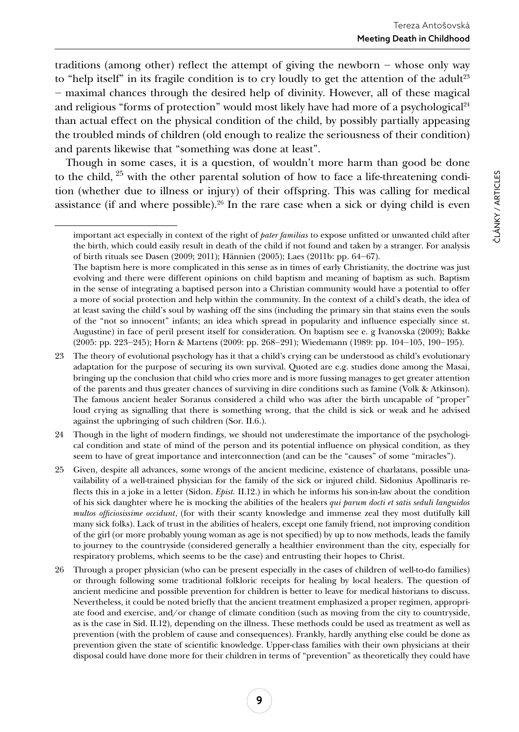traditions (among other) reflect the attempt of giving the newborn – whose only way to "help itself" in its fragile condition is to cry loudly to get the attention of the adult[23] – maximal chances through the desired help of divinity. However, all of these magical and religious "forms of protection" would most likely have had more of a psychological[24] than actual effect on the physical condition of the child, by possibly partially appeasing the troubled minds of children (old enough to realize the seriousness of their condition) and parents likewise that "something was done at least".

Though in some cases, it is a question, of wouldn't more harm than good be done to the child, [25] with the other parental solution of how to face a life-threatening condition (whether due to illness or injury) of their offspring. This was calling for medical assistance (if and where possible).[26] In the rare case when a sick or dying child is even

---

important act especially in context of the right of *pater familias* to expose unfitted or unwanted child after the birth, which could easily result in death of the child if not found and taken by a stranger. For analysis of birth rituals see Dasen (2009; 2011); Hännien (2005); Laes (2011b: pp. 64–67).

The baptism here is more complicated in this sense as in times of early Christianity, the doctrine was just evolving and there were different opinions on child baptism and meaning of baptism as such. Baptism in the sense of integrating a baptised person into a Christian community would have a potential to offer a more of social protection and help within the community. In the context of a child's death, the idea of at least saving the child's soul by washing off the sins (including the primary sin that stains even the souls of the "not so innocent" infants; an idea which spread in popularity and influence especially since st. Augustine) in face of peril present itself for consideration. On baptism see e. g Ivanovska (2009); Bakke (2005: pp. 223–245); Horn & Martens (2009: pp. 268–291); Wiedemann (1989: pp. 104–105, 190–195).

23 The theory of evolutional psychology has it that a child's crying can be understood as child's evolutionary adaptation for the purpose of securing its own survival. Quoted are e.g. studies done among the Masai, bringing up the conclusion that child who cries more and is more fussing manages to get greater attention of the parents and thus greater chances of surviving in dire conditions such as famine (Volk & Atkinson). The famous ancient healer Soranus considered a child who was after the birth uncapable of "proper" loud crying as signalling that there is something wrong, that the child is sick or weak and he advised against the upbringing of such children (Sor. II.6.).

24 Though in the light of modern findings, we should not underestimate the importance of the psychological condition and state of mind of the person and its potential influence on physical condition, as they seem to have of great importance and interconnection (and can be the "causes" of some "miracles").

25 Given, despite all advances, some wrongs of the ancient medicine, existence of charlatans, possible unavailability of a well-trained physician for the family of the sick or injured child. Sidonius Apollinaris reflects this in a joke in a letter (Sidon. *Epist.* II.12.) in which he informs his son-in-law about the condition of his sick daughter where he is mocking the abilities of the healers *qui parum docti et satis seduli languidos multos officiosissime occidunt*, (for with their scanty knowledge and immense zeal they most dutifully kill many sick folks). Lack of trust in the abilities of healers, except one family friend, not improving condition of the girl (or more probably young woman as age is not specified) by up to now methods, leads the family to journey to the countryside (considered generally a healthier environment than the city, especially for respiratory problems, which seems to be the case) and entrusting their hopes to Christ.

26 Through a proper physician (who can be present especially in the cases of children of well-to-do families) or through following some traditional folkloric receipts for healing by local healers. The question of ancient medicine and possible prevention for children is better to leave for medical historians to discuss. Nevertheless, it could be noted briefly that the ancient treatment emphasized a proper regimen, appropriate food and exercise, and/or change of climate condition (such as moving from the city to countryside, as is the case in Sid. II.12), depending on the illness. These methods could be used as treatment as well as prevention (with the problem of cause and consequences). Frankly, hardly anything else could be done as prevention given the state of scientific knowledge. Upper-class families with their own physicians at their disposal could have done more for their children in terms of "prevention" as theoretically they could have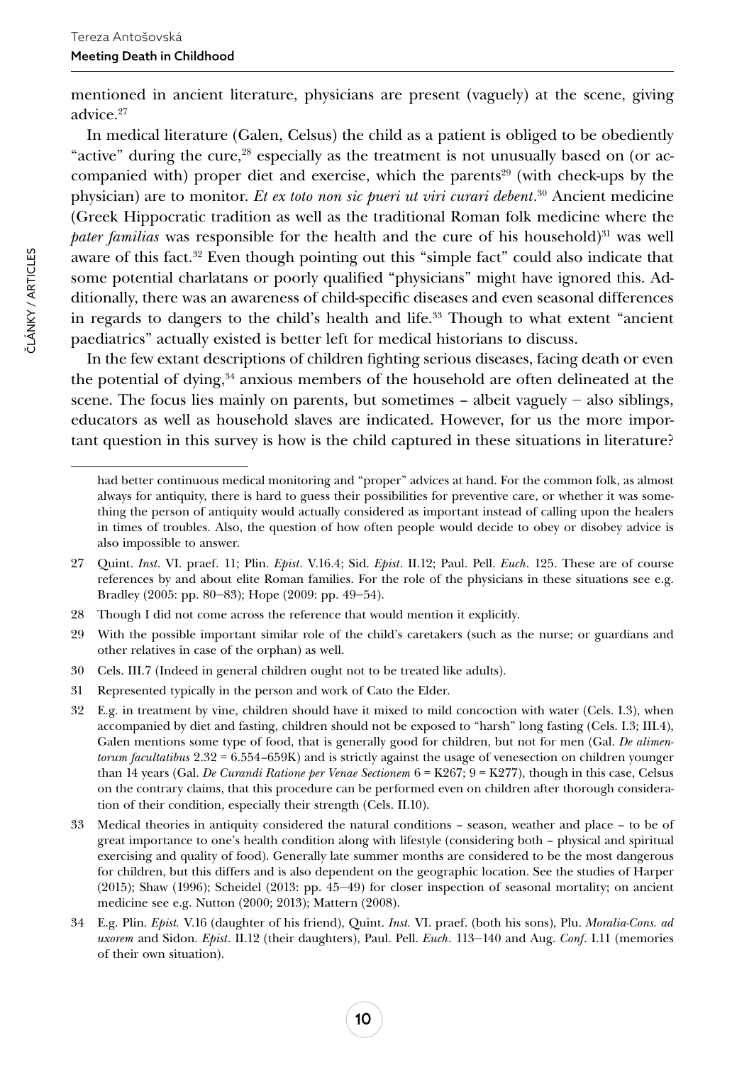mentioned in ancient literature, physicians are present (vaguely) at the scene, giving advice.[27]

In medical literature (Galen, Celsus) the child as a patient is obliged to be obediently "active" during the cure,[28] especially as the treatment is not unusually based on (or accompanied with) proper diet and exercise, which the parents[29] (with check-ups by the physician) are to monitor. *Et ex toto non sic pueri ut viri curari debent*.[30] Ancient medicine (Greek Hippocratic tradition as well as the traditional Roman folk medicine where the *pater familias* was responsible for the health and the cure of his household)[31] was well aware of this fact.[32] Even though pointing out this "simple fact" could also indicate that some potential charlatans or poorly qualified "physicians" might have ignored this. Additionally, there was an awareness of child-specific diseases and even seasonal differences in regards to dangers to the child's health and life.[33] Though to what extent "ancient paediatrics" actually existed is better left for medical historians to discuss.

In the few extant descriptions of children fighting serious diseases, facing death or even the potential of dying,[34] anxious members of the household are often delineated at the scene. The focus lies mainly on parents, but sometimes – albeit vaguely – also siblings, educators as well as household slaves are indicated. However, for us the more important question in this survey is how is the child captured in these situations in literature?

---

had better continuous medical monitoring and "proper" advices at hand. For the common folk, as almost always for antiquity, there is hard to guess their possibilities for preventive care, or whether it was something the person of antiquity would actually considered as important instead of calling upon the healers in times of troubles. Also, the question of how often people would decide to obey or disobey advice is also impossible to answer.

27 Quint. *Inst*. VI. praef. 11; Plin. *Epist*. V.16.4; Sid. *Epist*. II.12; Paul. Pell. *Euch*. 125. These are of course references by and about elite Roman families. For the role of the physicians in these situations see e.g. Bradley (2005: pp. 80–83); Hope (2009: pp. 49–54).

28 Though I did not come across the reference that would mention it explicitly.

29 With the possible important similar role of the child's caretakers (such as the nurse; or guardians and other relatives in case of the orphan) as well.

30 Cels. III.7 (Indeed in general children ought not to be treated like adults).

31 Represented typically in the person and work of Cato the Elder.

32 E.g. in treatment by vine, children should have it mixed to mild concoction with water (Cels. I.3), when accompanied by diet and fasting, children should not be exposed to "harsh" long fasting (Cels. I.3; III.4), Galen mentions some type of food, that is generally good for children, but not for men (Gal. *De alimentorum facultatibus* 2.32 = 6.554–659K) and is strictly against the usage of venesection on children younger than 14 years (Gal. *De Curandi Ratione per Venae Sectionem* 6 = K267; 9 = K277), though in this case, Celsus on the contrary claims, that this procedure can be performed even on children after thorough consideration of their condition, especially their strength (Cels. II.10).

33 Medical theories in antiquity considered the natural conditions – season, weather and place – to be of great importance to one's health condition along with lifestyle (considering both – physical and spiritual exercising and quality of food). Generally late summer months are considered to be the most dangerous for children, but this differs and is also dependent on the geographic location. See the studies of Harper (2015); Shaw (1996); Scheidel (2013: pp. 45–49) for closer inspection of seasonal mortality; on ancient medicine see e.g. Nutton (2000; 2013); Mattern (2008).

34 E.g. Plin. *Epist.* V.16 (daughter of his friend), Quint. *Inst.* VI. praef. (both his sons), Plu. *Moralia-Cons. ad uxorem* and Sidon. *Epist*. II.12 (their daughters), Paul. Pell. *Euch*. 113–140 and Aug. *Conf*. I.11 (memories of their own situation).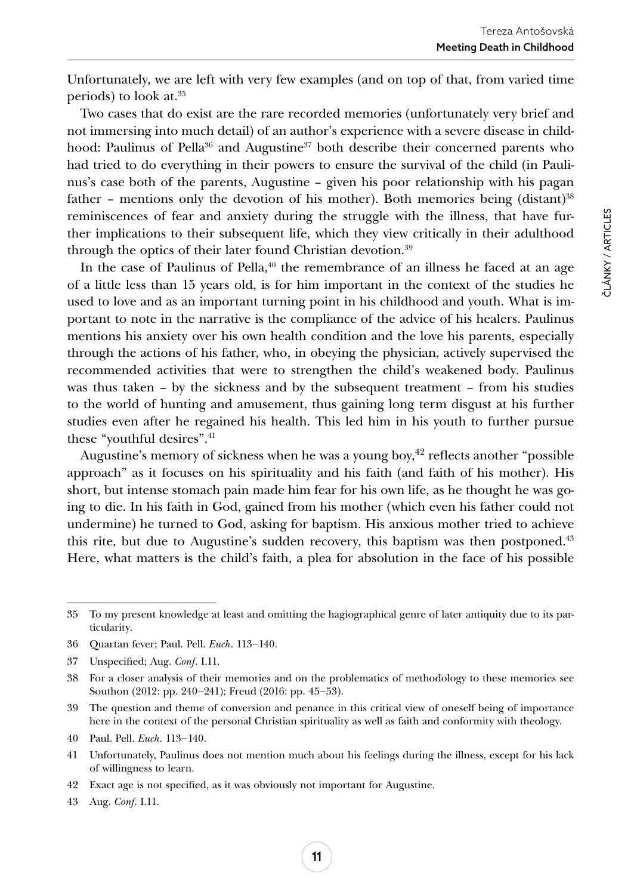Unfortunately, we are left with very few examples (and on top of that, from varied time periods) to look at.[35]

Two cases that do exist are the rare recorded memories (unfortunately very brief and not immersing into much detail) of an author's experience with a severe disease in childhood: Paulinus of Pella[36] and Augustine[37] both describe their concerned parents who had tried to do everything in their powers to ensure the survival of the child (in Paulinus's case both of the parents, Augustine – given his poor relationship with his pagan father – mentions only the devotion of his mother). Both memories being (distant)[38] reminiscences of fear and anxiety during the struggle with the illness, that have further implications to their subsequent life, which they view critically in their adulthood through the optics of their later found Christian devotion.[39]

In the case of Paulinus of Pella,[40] the remembrance of an illness he faced at an age of a little less than 15 years old, is for him important in the context of the studies he used to love and as an important turning point in his childhood and youth. What is important to note in the narrative is the compliance of the advice of his healers. Paulinus mentions his anxiety over his own health condition and the love his parents, especially through the actions of his father, who, in obeying the physician, actively supervised the recommended activities that were to strengthen the child's weakened body. Paulinus was thus taken – by the sickness and by the subsequent treatment – from his studies to the world of hunting and amusement, thus gaining long term disgust at his further studies even after he regained his health. This led him in his youth to further pursue these "youthful desires".[41]

Augustine's memory of sickness when he was a young boy,[42] reflects another "possible approach" as it focuses on his spirituality and his faith (and faith of his mother). His short, but intense stomach pain made him fear for his own life, as he thought he was going to die. In his faith in God, gained from his mother (which even his father could not undermine) he turned to God, asking for baptism. His anxious mother tried to achieve this rite, but due to Augustine's sudden recovery, this baptism was then postponed.[43] Here, what matters is the child's faith, a plea for absolution in the face of his possible

---

35 To my present knowledge at least and omitting the hagiographical genre of later antiquity due to its particularity.

36 Quartan fever; Paul. Pell. *Euch*. 113–140.

37 Unspecified; Aug. *Conf*. I.11.

38 For a closer analysis of their memories and on the problematics of methodology to these memories see Southon (2012: pp. 240–241); Freud (2016: pp. 45–53).

39 The question and theme of conversion and penance in this critical view of oneself being of importance here in the context of the personal Christian spirituality as well as faith and conformity with theology.

40 Paul. Pell. *Euch*. 113–140.

41 Unfortunately, Paulinus does not mention much about his feelings during the illness, except for his lack of willingness to learn.

42 Exact age is not specified, as it was obviously not important for Augustine.

43 Aug. *Conf*. I.11.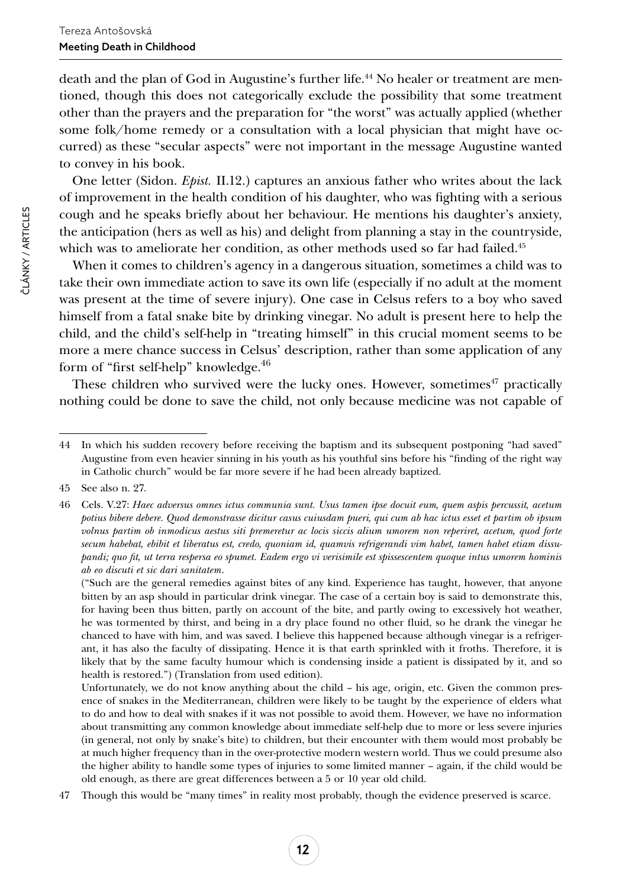death and the plan of God in Augustine's further life.[44] No healer or treatment are mentioned, though this does not categorically exclude the possibility that some treatment other than the prayers and the preparation for "the worst" was actually applied (whether some folk/home remedy or a consultation with a local physician that might have occurred) as these "secular aspects" were not important in the message Augustine wanted to convey in his book.

One letter (Sidon. *Epist.* II.12.) captures an anxious father who writes about the lack of improvement in the health condition of his daughter, who was fighting with a serious cough and he speaks briefly about her behaviour. He mentions his daughter's anxiety, the anticipation (hers as well as his) and delight from planning a stay in the countryside, which was to ameliorate her condition, as other methods used so far had failed.[45]

When it comes to children's agency in a dangerous situation, sometimes a child was to take their own immediate action to save its own life (especially if no adult at the moment was present at the time of severe injury). One case in Celsus refers to a boy who saved himself from a fatal snake bite by drinking vinegar. No adult is present here to help the child, and the child's self-help in "treating himself" in this crucial moment seems to be more a mere chance success in Celsus' description, rather than some application of any form of "first self-help" knowledge.[46]

These children who survived were the lucky ones. However, sometimes[47] practically nothing could be done to save the child, not only because medicine was not capable of

---

44 In which his sudden recovery before receiving the baptism and its subsequent postponing "had saved" Augustine from even heavier sinning in his youth as his youthful sins before his "finding of the right way in Catholic church" would be far more severe if he had been already baptized.

45 See also n. 27.

46 Cels. V.27: *Haec adversus omnes ictus communia sunt. Usus tamen ipse docuit eum, quem aspis percussit, acetum potius bibere debere. Quod demonstrasse dicitur casus cuiusdam pueri, qui cum ab hac ictus esset et partim ob ipsum volnus partim ob inmodicus aestus siti premeretur ac locis siccis alium umorem non reperiret, acetum, quod forte secum habebat, ebibit et liberatus est, credo, quoniam id, quamvis refrigerandi vim habet, tamen habet etiam dissupandi; quo fit, ut terra respersa eo spumet. Eadem ergo vi verisimile est spissescentem quoque intus umorem hominis ab eo discuti et sic dari sanitatem.*

("Such are the general remedies against bites of any kind. Experience has taught, however, that anyone bitten by an asp should in particular drink vinegar. The case of a certain boy is said to demonstrate this, for having been thus bitten, partly on account of the bite, and partly owing to excessively hot weather, he was tormented by thirst, and being in a dry place found no other fluid, so he drank the vinegar he chanced to have with him, and was saved. I believe this happened because although vinegar is a refrigerant, it has also the faculty of dissipating. Hence it is that earth sprinkled with it froths. Therefore, it is likely that by the same faculty humour which is condensing inside a patient is dissipated by it, and so health is restored.") (Translation from used edition).

Unfortunately, we do not know anything about the child – his age, origin, etc. Given the common presence of snakes in the Mediterranean, children were likely to be taught by the experience of elders what to do and how to deal with snakes if it was not possible to avoid them. However, we have no information about transmitting any common knowledge about immediate self-help due to more or less severe injuries (in general, not only by snake's bite) to children, but their encounter with them would most probably be at much higher frequency than in the over-protective modern western world. Thus we could presume also the higher ability to handle some types of injuries to some limited manner – again, if the child would be old enough, as there are great differences between a 5 or 10 year old child.

47 Though this would be "many times" in reality most probably, though the evidence preserved is scarce.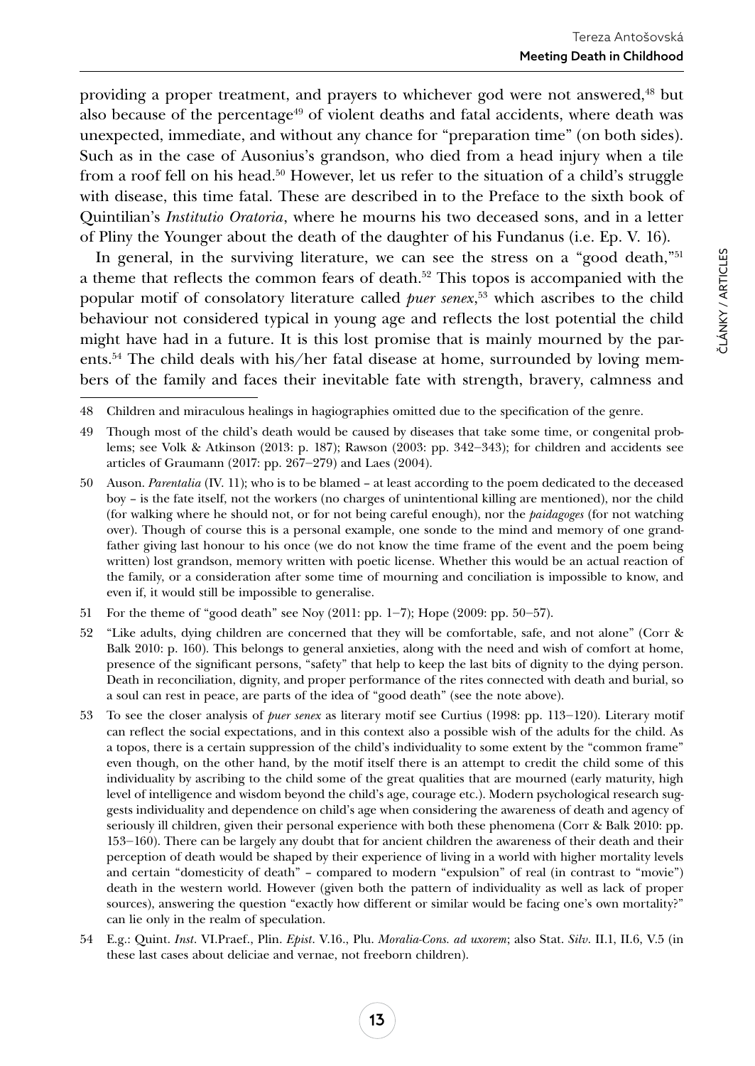providing a proper treatment, and prayers to whichever god were not answered,[48] but also because of the percentage[49] of violent deaths and fatal accidents, where death was unexpected, immediate, and without any chance for "preparation time" (on both sides). Such as in the case of Ausonius's grandson, who died from a head injury when a tile from a roof fell on his head.[50] However, let us refer to the situation of a child's struggle with disease, this time fatal. These are described in to the Preface to the sixth book of Quintilian's *Institutio Oratoria*, where he mourns his two deceased sons, and in a letter of Pliny the Younger about the death of the daughter of his Fundanus (i.e. Ep. V. 16).

In general, in the surviving literature, we can see the stress on a "good death,"[51] a theme that reflects the common fears of death.[52] This topos is accompanied with the popular motif of consolatory literature called *puer senex*,[53] which ascribes to the child behaviour not considered typical in young age and reflects the lost potential the child might have had in a future. It is this lost promise that is mainly mourned by the parents.[54] The child deals with his/her fatal disease at home, surrounded by loving members of the family and faces their inevitable fate with strength, bravery, calmness and

---

48 Children and miraculous healings in hagiographies omitted due to the specification of the genre.

49 Though most of the child's death would be caused by diseases that take some time, or congenital problems; see Volk & Atkinson (2013: p. 187); Rawson (2003: pp. 342–343); for children and accidents see articles of Graumann (2017: pp. 267–279) and Laes (2004).

50 Auson. *Parentalia* (IV. 11); who is to be blamed – at least according to the poem dedicated to the deceased boy – is the fate itself, not the workers (no charges of unintentional killing are mentioned), nor the child (for walking where he should not, or for not being careful enough), nor the *paidagoges* (for not watching over). Though of course this is a personal example, one sonde to the mind and memory of one grandfather giving last honour to his once (we do not know the time frame of the event and the poem being written) lost grandson, memory written with poetic license. Whether this would be an actual reaction of the family, or a consideration after some time of mourning and conciliation is impossible to know, and even if, it would still be impossible to generalise.

51 For the theme of "good death" see Noy (2011: pp. 1–7); Hope (2009: pp. 50–57).

52 "Like adults, dying children are concerned that they will be comfortable, safe, and not alone" (Corr & Balk 2010: p. 160). This belongs to general anxieties, along with the need and wish of comfort at home, presence of the significant persons, "safety" that help to keep the last bits of dignity to the dying person. Death in reconciliation, dignity, and proper performance of the rites connected with death and burial, so a soul can rest in peace, are parts of the idea of "good death" (see the note above).

53 To see the closer analysis of *puer senex* as literary motif see Curtius (1998: pp. 113–120). Literary motif can reflect the social expectations, and in this context also a possible wish of the adults for the child. As a topos, there is a certain suppression of the child's individuality to some extent by the "common frame" even though, on the other hand, by the motif itself there is an attempt to credit the child some of this individuality by ascribing to the child some of the great qualities that are mourned (early maturity, high level of intelligence and wisdom beyond the child's age, courage etc.). Modern psychological research suggests individuality and dependence on child's age when considering the awareness of death and agency of seriously ill children, given their personal experience with both these phenomena (Corr & Balk 2010: pp. 153–160). There can be largely any doubt that for ancient children the awareness of their death and their perception of death would be shaped by their experience of living in a world with higher mortality levels and certain "domesticity of death" – compared to modern "expulsion" of real (in contrast to "movie") death in the western world. However (given both the pattern of individuality as well as lack of proper sources), answering the question "exactly how different or similar would be facing one's own mortality?" can lie only in the realm of speculation.

54 E.g.: Quint. *Inst*. VI.Praef., Plin. *Epist*. V.16., Plu. *Moralia-Cons. ad uxorem*; also Stat. *Silv*. II.1, II.6, V.5 (in these last cases about deliciae and vernae, not freeborn children).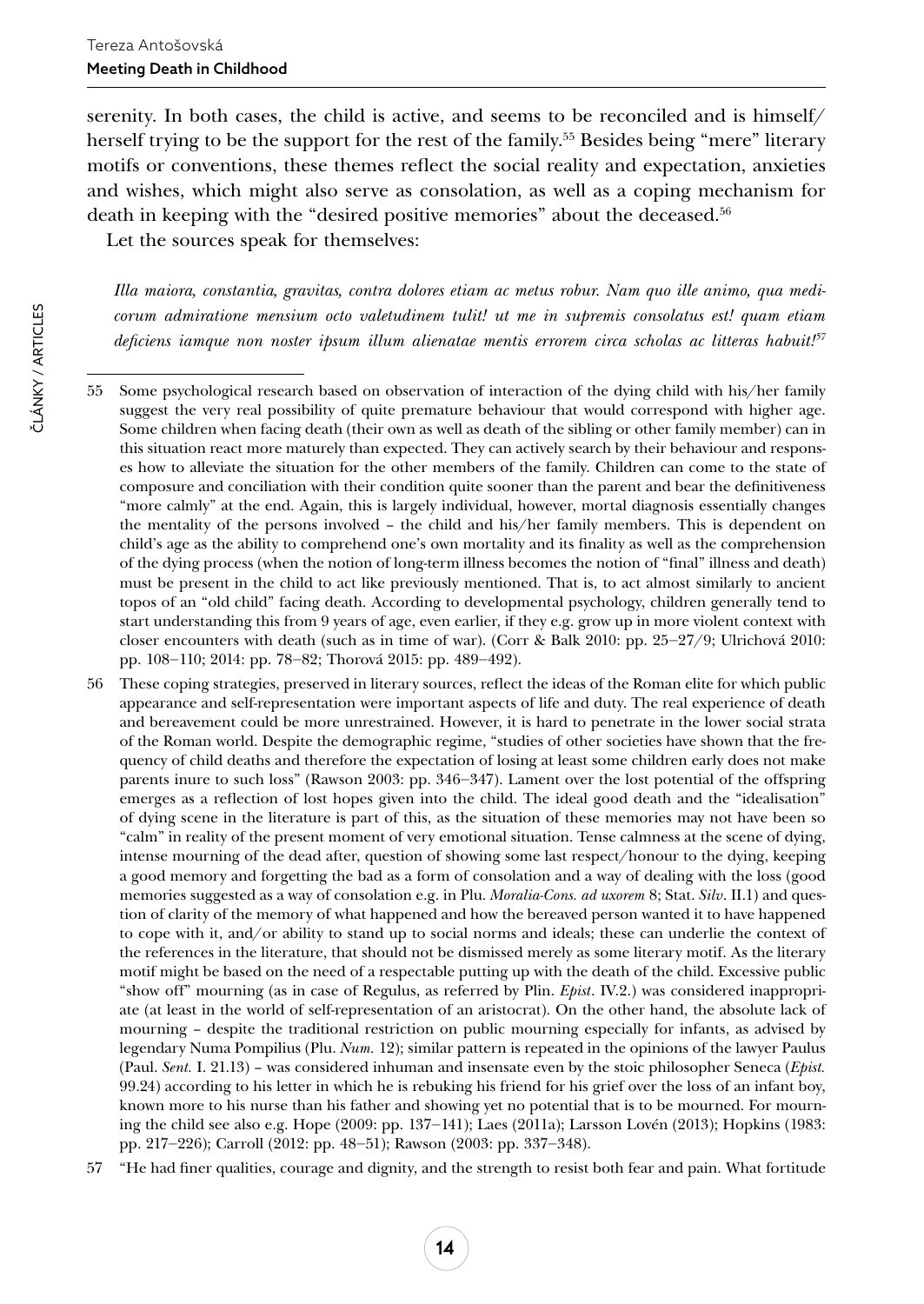serenity. In both cases, the child is active, and seems to be reconciled and is himself/herself trying to be the support for the rest of the family.[55] Besides being "mere" literary motifs or conventions, these themes reflect the social reality and expectation, anxieties and wishes, which might also serve as consolation, as well as a coping mechanism for death in keeping with the "desired positive memories" about the deceased.[56]

Let the sources speak for themselves:

> *Illa maiora, constantia, gravitas, contra dolores etiam ac metus robur. Nam quo ille animo, qua medicorum admiratione mensium octo valetudinem tulit! ut me in supremis consolatus est! quam etiam deficiens iamque non noster ipsum illum alienatae mentis errorem circa scholas ac litteras habuit!*[57]

---

55 Some psychological research based on observation of interaction of the dying child with his/her family suggest the very real possibility of quite premature behaviour that would correspond with higher age. Some children when facing death (their own as well as death of the sibling or other family member) can in this situation react more maturely than expected. They can actively search by their behaviour and responses how to alleviate the situation for the other members of the family. Children can come to the state of composure and conciliation with their condition quite sooner than the parent and bear the definitiveness "more calmly" at the end. Again, this is largely individual, however, mortal diagnosis essentially changes the mentality of the persons involved – the child and his/her family members. This is dependent on child's age as the ability to comprehend one's own mortality and its finality as well as the comprehension of the dying process (when the notion of long-term illness becomes the notion of "final" illness and death) must be present in the child to act like previously mentioned. That is, to act almost similarly to ancient topos of an "old child" facing death. According to developmental psychology, children generally tend to start understanding this from 9 years of age, even earlier, if they e.g. grow up in more violent context with closer encounters with death (such as in time of war). (Corr & Balk 2010: pp. 25–27/9; Ulrichová 2010: pp. 108–110; 2014: pp. 78–82; Thorová 2015: pp. 489–492).

56 These coping strategies, preserved in literary sources, reflect the ideas of the Roman elite for which public appearance and self-representation were important aspects of life and duty. The real experience of death and bereavement could be more unrestrained. However, it is hard to penetrate in the lower social strata of the Roman world. Despite the demographic regime, "studies of other societies have shown that the frequency of child deaths and therefore the expectation of losing at least some children early does not make parents inure to such loss" (Rawson 2003: pp. 346–347). Lament over the lost potential of the offspring emerges as a reflection of lost hopes given into the child. The ideal good death and the "idealisation" of dying scene in the literature is part of this, as the situation of these memories may not have been so "calm" in reality of the present moment of very emotional situation. Tense calmness at the scene of dying, intense mourning of the dead after, question of showing some last respect/honour to the dying, keeping a good memory and forgetting the bad as a form of consolation and a way of dealing with the loss (good memories suggested as a way of consolation e.g. in Plu. *Moralia-Cons. ad uxorem* 8; Stat. *Silv*. II.1) and question of clarity of the memory of what happened and how the bereaved person wanted it to have happened to cope with it, and/or ability to stand up to social norms and ideals; these can underlie the context of the references in the literature, that should not be dismissed merely as some literary motif. As the literary motif might be based on the need of a respectable putting up with the death of the child. Excessive public "show off" mourning (as in case of Regulus, as referred by Plin. *Epist*. IV.2.) was considered inappropriate (at least in the world of self-representation of an aristocrat). On the other hand, the absolute lack of mourning – despite the traditional restriction on public mourning especially for infants, as advised by legendary Numa Pompilius (Plu. *Num.* 12); similar pattern is repeated in the opinions of the lawyer Paulus (Paul. *Sent.* I. 21.13) – was considered inhuman and insensate even by the stoic philosopher Seneca (*Epist.* 99.24) according to his letter in which he is rebuking his friend for his grief over the loss of an infant boy, known more to his nurse than his father and showing yet no potential that is to be mourned. For mourning the child see also e.g. Hope (2009: pp. 137–141); Laes (2011a); Larsson Lovén (2013); Hopkins (1983: pp. 217–226); Carroll (2012: pp. 48–51); Rawson (2003: pp. 337–348).

57 "He had finer qualities, courage and dignity, and the strength to resist both fear and pain. What fortitude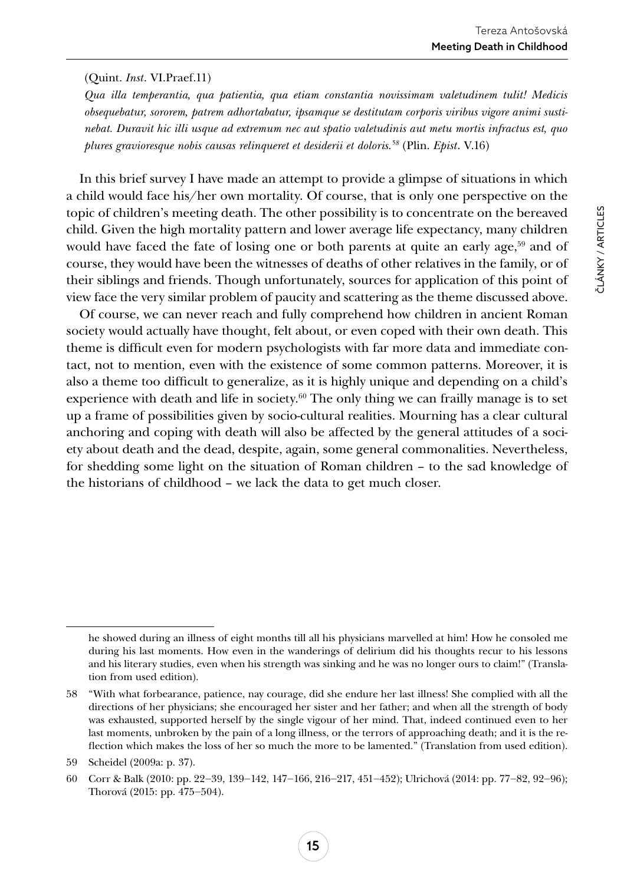(Quint. *Inst*. VI.Praef.11)

*Qua illa temperantia, qua patientia, qua etiam constantia novissimam valetudinem tulit! Medicis obsequebatur, sororem, patrem adhortabatur, ipsamque se destitutam corporis viribus vigore animi sustinebat. Duravit hic illi usque ad extremum nec aut spatio valetudinis aut metu mortis infractus est, quo plures gravioresque nobis causas relinqueret et desiderii et doloris.*[58] (Plin. *Epist*. V.16)

In this brief survey I have made an attempt to provide a glimpse of situations in which a child would face his/her own mortality. Of course, that is only one perspective on the topic of children's meeting death. The other possibility is to concentrate on the bereaved child. Given the high mortality pattern and lower average life expectancy, many children would have faced the fate of losing one or both parents at quite an early age,[59] and of course, they would have been the witnesses of deaths of other relatives in the family, or of their siblings and friends. Though unfortunately, sources for application of this point of view face the very similar problem of paucity and scattering as the theme discussed above.

Of course, we can never reach and fully comprehend how children in ancient Roman society would actually have thought, felt about, or even coped with their own death. This theme is difficult even for modern psychologists with far more data and immediate contact, not to mention, even with the existence of some common patterns. Moreover, it is also a theme too difficult to generalize, as it is highly unique and depending on a child's experience with death and life in society.[60] The only thing we can frailly manage is to set up a frame of possibilities given by socio-cultural realities. Mourning has a clear cultural anchoring and coping with death will also be affected by the general attitudes of a society about death and the dead, despite, again, some general commonalities. Nevertheless, for shedding some light on the situation of Roman children – to the sad knowledge of the historians of childhood – we lack the data to get much closer.

---

he showed during an illness of eight months till all his physicians marvelled at him! How he consoled me during his last moments. How even in the wanderings of delirium did his thoughts recur to his lessons and his literary studies, even when his strength was sinking and he was no longer ours to claim!" (Translation from used edition).

58 "With what forbearance, patience, nay courage, did she endure her last illness! She complied with all the directions of her physicians; she encouraged her sister and her father; and when all the strength of body was exhausted, supported herself by the single vigour of her mind. That, indeed continued even to her last moments, unbroken by the pain of a long illness, or the terrors of approaching death; and it is the reflection which makes the loss of her so much the more to be lamented." (Translation from used edition).

59 Scheidel (2009a: p. 37).

60 Corr & Balk (2010: pp. 22–39, 139–142, 147–166, 216–217, 451–452); Ulrichová (2014: pp. 77–82, 92–96); Thorová (2015: pp. 475–504).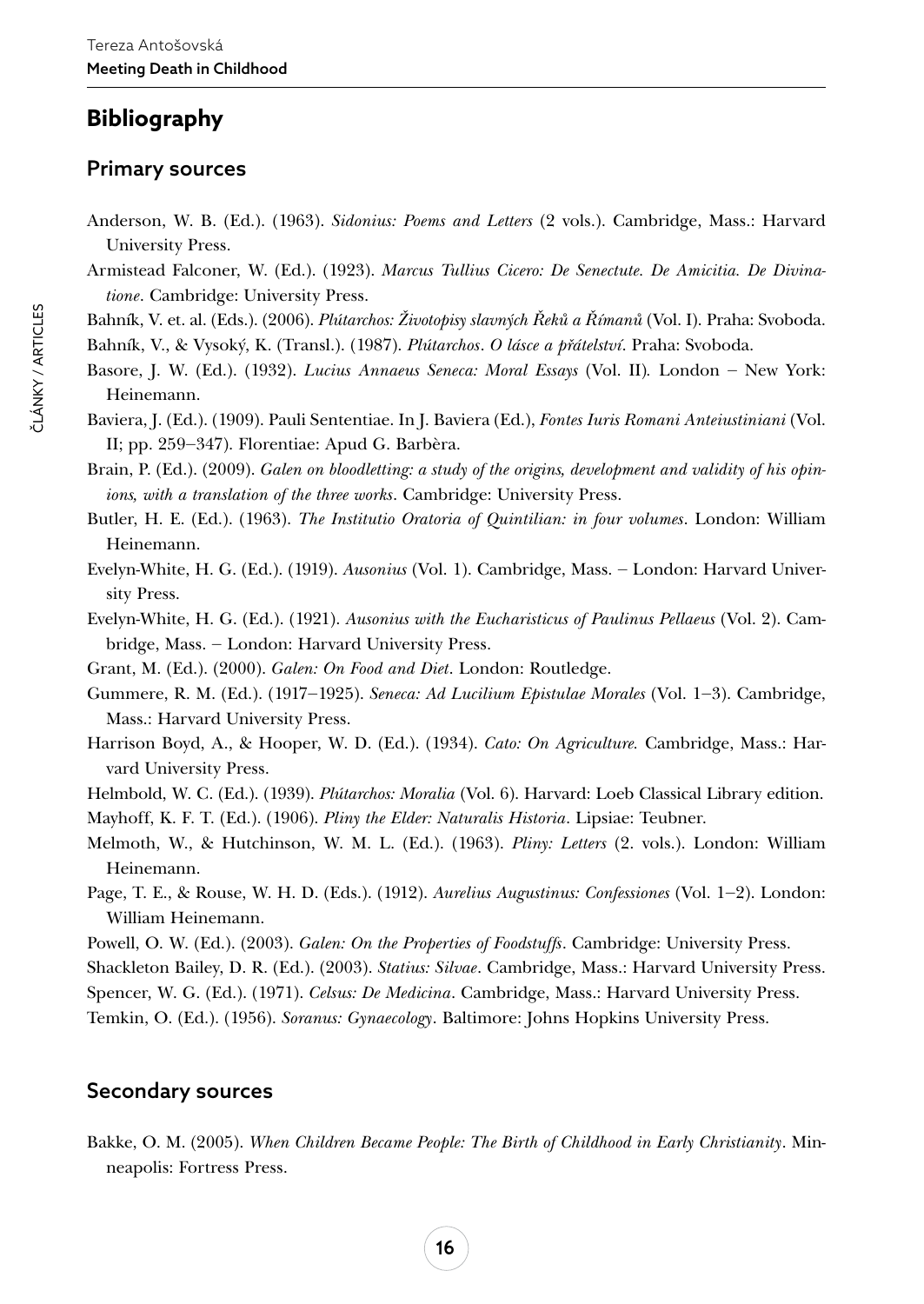## Bibliography

### Primary sources

Anderson, W. B. (Ed.). (1963). *Sidonius: Poems and Letters* (2 vols.). Cambridge, Mass.: Harvard University Press.

Armistead Falconer, W. (Ed.). (1923). *Marcus Tullius Cicero: De Senectute. De Amicitia. De Divinatione*. Cambridge: University Press.

Bahník, V. et. al. (Eds.). (2006). *Plútarchos: Životopisy slavných Řeků a Římanů* (Vol. I). Praha: Svoboda.

Bahník, V., & Vysoký, K. (Transl.). (1987). *Plútarchos. O lásce a přátelství*. Praha: Svoboda.

Basore, J. W. (Ed.). (1932). *Lucius Annaeus Seneca: Moral Essays* (Vol. II). London – New York: Heinemann.

Baviera, J. (Ed.). (1909). Pauli Sententiae. In J. Baviera (Ed.), *Fontes Iuris Romani Anteiustiniani* (Vol. II; pp. 259–347). Florentiae: Apud G. Barbèra.

Brain, P. (Ed.). (2009). *Galen on bloodletting: a study of the origins, development and validity of his opinions, with a translation of the three works*. Cambridge: University Press.

Butler, H. E. (Ed.). (1963). *The Institutio Oratoria of Quintilian: in four volumes*. London: William Heinemann.

Evelyn-White, H. G. (Ed.). (1919). *Ausonius* (Vol. 1). Cambridge, Mass. – London: Harvard University Press.

Evelyn-White, H. G. (Ed.). (1921). *Ausonius with the Eucharisticus of Paulinus Pellaeus* (Vol. 2). Cambridge, Mass. – London: Harvard University Press.

Grant, M. (Ed.). (2000). *Galen: On Food and Diet*. London: Routledge.

Gummere, R. M. (Ed.). (1917–1925). *Seneca: Ad Lucilium Epistulae Morales* (Vol. 1–3). Cambridge, Mass.: Harvard University Press.

Harrison Boyd, A., & Hooper, W. D. (Ed.). (1934). *Cato: On Agriculture*. Cambridge, Mass.: Harvard University Press.

Helmbold, W. C. (Ed.). (1939). *Plútarchos: Moralia* (Vol. 6). Harvard: Loeb Classical Library edition.

Mayhoff, K. F. T. (Ed.). (1906). *Pliny the Elder: Naturalis Historia*. Lipsiae: Teubner.

Melmoth, W., & Hutchinson, W. M. L. (Ed.). (1963). *Pliny: Letters* (2. vols.). London: William Heinemann.

Page, T. E., & Rouse, W. H. D. (Eds.). (1912). *Aurelius Augustinus: Confessiones* (Vol. 1–2). London: William Heinemann.

Powell, O. W. (Ed.). (2003). *Galen: On the Properties of Foodstuffs*. Cambridge: University Press.

Shackleton Bailey, D. R. (Ed.). (2003). *Statius: Silvae*. Cambridge, Mass.: Harvard University Press.

Spencer, W. G. (Ed.). (1971). *Celsus: De Medicina*. Cambridge, Mass.: Harvard University Press.

Temkin, O. (Ed.). (1956). *Soranus: Gynaecology*. Baltimore: Johns Hopkins University Press.

### Secondary sources

Bakke, O. M. (2005). *When Children Became People: The Birth of Childhood in Early Christianity*. Minneapolis: Fortress Press.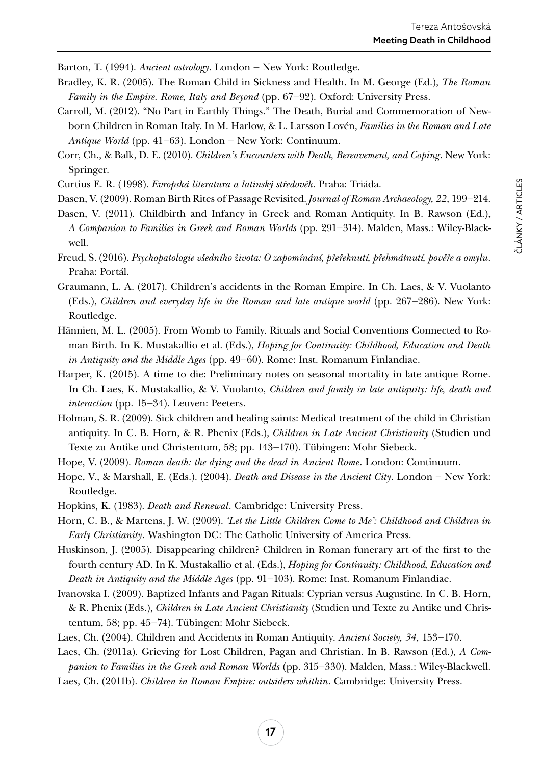Barton, T. (1994). *Ancient astrology*. London – New York: Routledge.

Bradley, K. R. (2005). The Roman Child in Sickness and Health. In M. George (Ed.), *The Roman Family in the Empire. Rome, Italy and Beyond* (pp. 67–92). Oxford: University Press.

Carroll, M. (2012). "No Part in Earthly Things." The Death, Burial and Commemoration of Newborn Children in Roman Italy. In M. Harlow, & L. Larsson Lovén, *Families in the Roman and Late Antique World* (pp. 41–63). London – New York: Continuum.

Corr, Ch., & Balk, D. E. (2010). *Children's Encounters with Death, Bereavement, and Coping*. New York: Springer.

Curtius E. R. (1998). *Evropská literatura a latinský středověk*. Praha: Triáda.

Dasen, V. (2009). Roman Birth Rites of Passage Revisited. *Journal of Roman Archaeology, 22*, 199–214.

Dasen, V. (2011). Childbirth and Infancy in Greek and Roman Antiquity. In B. Rawson (Ed.), *A Companion to Families in Greek and Roman Worlds* (pp. 291–314). Malden, Mass.: Wiley-Blackwell.

Freud, S. (2016). *Psychopatologie všedního života: O zapomínání, přeřeknutí, přehmátnutí, pověře a omylu*. Praha: Portál.

Graumann, L. A. (2017). Children's accidents in the Roman Empire. In Ch. Laes, & V. Vuolanto (Eds.), *Children and everyday life in the Roman and late antique world* (pp. 267–286). New York: Routledge.

Hännien, M. L. (2005). From Womb to Family. Rituals and Social Conventions Connected to Roman Birth. In K. Mustakallio et al. (Eds.), *Hoping for Continuity: Childhood, Education and Death in Antiquity and the Middle Ages* (pp. 49–60). Rome: Inst. Romanum Finlandiae.

Harper, K. (2015). A time to die: Preliminary notes on seasonal mortality in late antique Rome. In Ch. Laes, K. Mustakallio, & V. Vuolanto, *Children and family in late antiquity: life, death and interaction* (pp. 15–34). Leuven: Peeters.

Holman, S. R. (2009). Sick children and healing saints: Medical treatment of the child in Christian antiquity. In C. B. Horn, & R. Phenix (Eds.), *Children in Late Ancient Christianity* (Studien und Texte zu Antike und Christentum, 58; pp. 143–170). Tübingen: Mohr Siebeck.

Hope, V. (2009). *Roman death: the dying and the dead in Ancient Rome*. London: Continuum.

Hope, V., & Marshall, E. (Eds.). (2004). *Death and Disease in the Ancient City*. London – New York: Routledge.

Hopkins, K. (1983). *Death and Renewal*. Cambridge: University Press.

Horn, C. B., & Martens, J. W. (2009). *'Let the Little Children Come to Me': Childhood and Children in Early Christianity*. Washington DC: The Catholic University of America Press.

Huskinson, J. (2005). Disappearing children? Children in Roman funerary art of the first to the fourth century AD. In K. Mustakallio et al. (Eds.), *Hoping for Continuity: Childhood, Education and Death in Antiquity and the Middle Ages* (pp. 91–103). Rome: Inst. Romanum Finlandiae.

Ivanovska I. (2009). Baptized Infants and Pagan Rituals: Cyprian versus Augustine*.* In C. B. Horn, & R. Phenix (Eds.), *Children in Late Ancient Christianity* (Studien und Texte zu Antike und Christentum, 58; pp. 45–74). Tübingen: Mohr Siebeck.

Laes, Ch. (2004). Children and Accidents in Roman Antiquity. *Ancient Society, 34*, 153–170.

Laes, Ch. (2011a). Grieving for Lost Children, Pagan and Christian. In B. Rawson (Ed.), *A Companion to Families in the Greek and Roman Worlds* (pp. 315–330). Malden, Mass.: Wiley-Blackwell.

Laes, Ch. (2011b). *Children in Roman Empire: outsiders whithin*. Cambridge: University Press.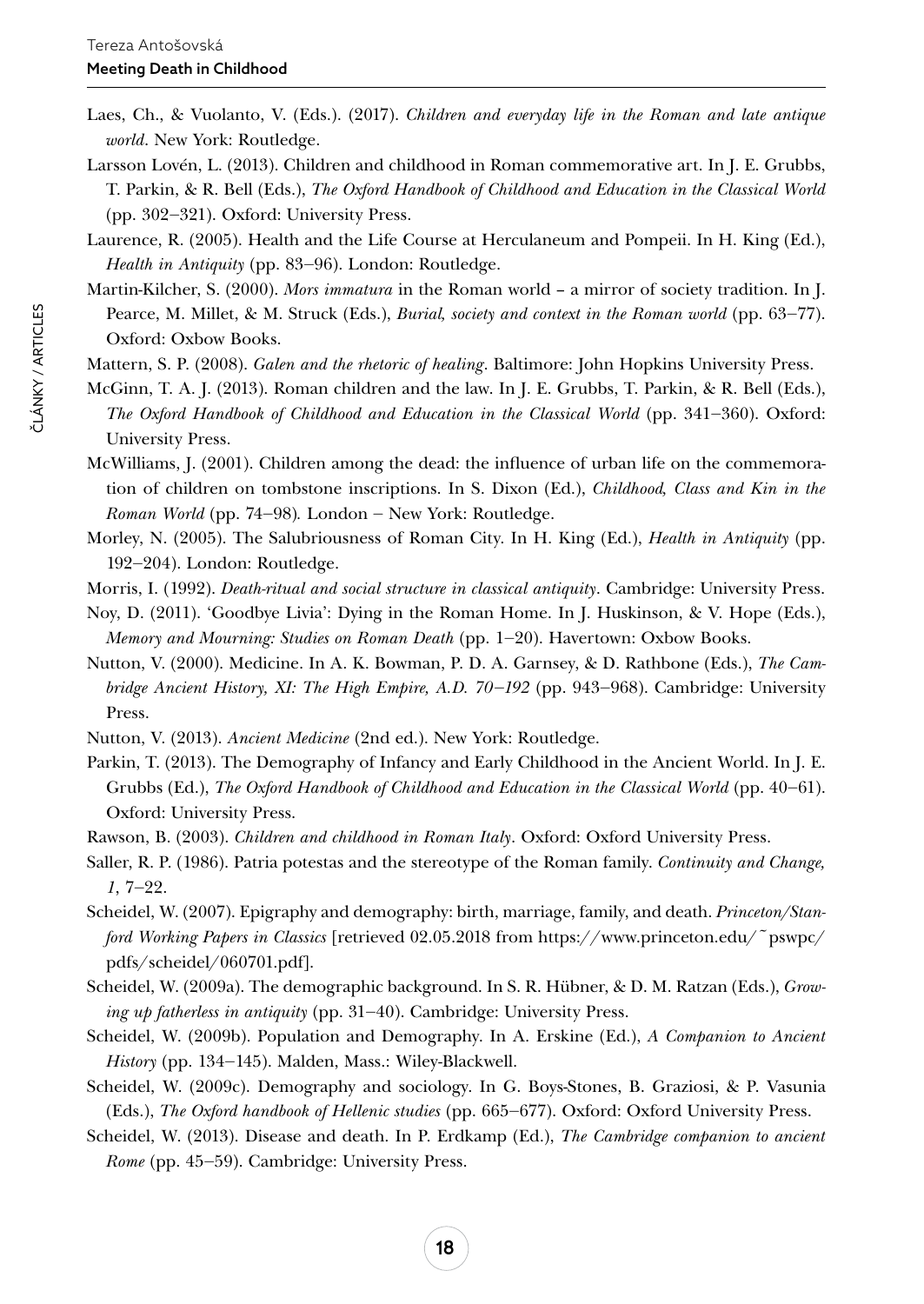Laes, Ch., & Vuolanto, V. (Eds.). (2017). *Children and everyday life in the Roman and late antique world*. New York: Routledge.

Larsson Lovén, L. (2013). Children and childhood in Roman commemorative art. In J. E. Grubbs, T. Parkin, & R. Bell (Eds.), *The Oxford Handbook of Childhood and Education in the Classical World* (pp. 302–321). Oxford: University Press.

Laurence, R. (2005). Health and the Life Course at Herculaneum and Pompeii. In H. King (Ed.), *Health in Antiquity* (pp. 83–96). London: Routledge.

Martin-Kilcher, S. (2000). *Mors immatura* in the Roman world – a mirror of society tradition. In J. Pearce, M. Millet, & M. Struck (Eds.), *Burial, society and context in the Roman world* (pp. 63–77). Oxford: Oxbow Books.

Mattern, S. P. (2008). *Galen and the rhetoric of healing*. Baltimore: John Hopkins University Press.

McGinn, T. A. J. (2013). Roman children and the law. In J. E. Grubbs, T. Parkin, & R. Bell (Eds.), *The Oxford Handbook of Childhood and Education in the Classical World* (pp. 341–360). Oxford: University Press.

McWilliams, J. (2001). Children among the dead: the influence of urban life on the commemoration of children on tombstone inscriptions. In S. Dixon (Ed.), *Childhood, Class and Kin in the Roman World* (pp. 74–98). London – New York: Routledge.

Morley, N. (2005). The Salubriousness of Roman City. In H. King (Ed.), *Health in Antiquity* (pp. 192–204). London: Routledge.

Morris, I. (1992). *Death-ritual and social structure in classical antiquity*. Cambridge: University Press.

Noy, D. (2011). 'Goodbye Livia': Dying in the Roman Home. In J. Huskinson, & V. Hope (Eds.), *Memory and Mourning: Studies on Roman Death* (pp. 1–20). Havertown: Oxbow Books.

Nutton, V. (2000). Medicine. In A. K. Bowman, P. D. A. Garnsey, & D. Rathbone (Eds.), *The Cambridge Ancient History, XI: The High Empire, A.D. 70–192* (pp. 943–968). Cambridge: University Press.

Nutton, V. (2013). *Ancient Medicine* (2nd ed.). New York: Routledge.

Parkin, T. (2013). The Demography of Infancy and Early Childhood in the Ancient World. In J. E. Grubbs (Ed.), *The Oxford Handbook of Childhood and Education in the Classical World* (pp. 40–61). Oxford: University Press.

Rawson, B. (2003). *Children and childhood in Roman Italy*. Oxford: Oxford University Press.

Saller, R. P. (1986). Patria potestas and the stereotype of the Roman family. *Continuity and Change, 1*, 7–22.

Scheidel, W. (2007). Epigraphy and demography: birth, marriage, family, and death. *Princeton/Stanford Working Papers in Classics* [retrieved 02.05.2018 from https://www.princeton.edu/~pswpc/pdfs/scheidel/060701.pdf].

Scheidel, W. (2009a). The demographic background. In S. R. Hübner, & D. M. Ratzan (Eds.), *Growing up fatherless in antiquity* (pp. 31–40). Cambridge: University Press.

Scheidel, W. (2009b). Population and Demography. In A. Erskine (Ed.), *A Companion to Ancient History* (pp. 134–145). Malden, Mass.: Wiley-Blackwell.

Scheidel, W. (2009c). Demography and sociology. In G. Boys-Stones, B. Graziosi, & P. Vasunia (Eds.), *The Oxford handbook of Hellenic studies* (pp. 665–677). Oxford: Oxford University Press.

Scheidel, W. (2013). Disease and death. In P. Erdkamp (Ed.), *The Cambridge companion to ancient Rome* (pp. 45–59). Cambridge: University Press.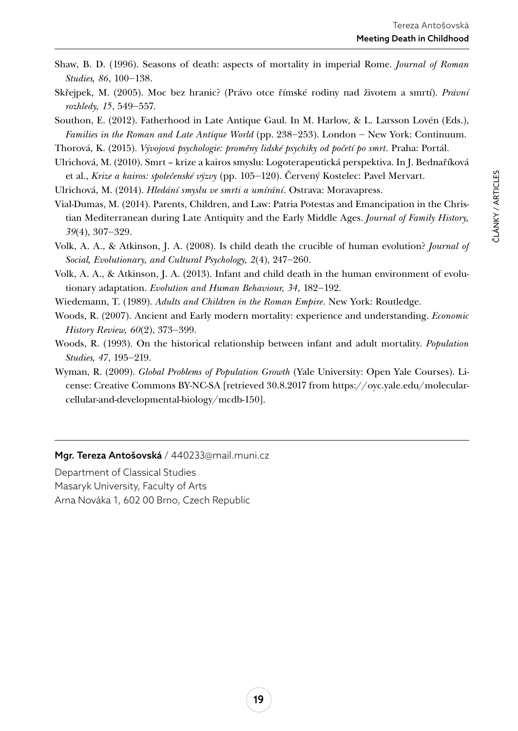Shaw, B. D. (1996). Seasons of death: aspects of mortality in imperial Rome. *Journal of Roman Studies, 86*, 100–138.

Skřejpek, M. (2005). Moc bez hranic? (Právo otce římské rodiny nad životem a smrtí). *Právní rozhledy, 15*, 549–557.

Southon, E. (2012). Fatherhood in Late Antique Gaul. In M. Harlow, & L. Larsson Lovén (Eds.), *Families in the Roman and Late Antique World* (pp. 238–253). London – New York: Continuum.

Thorová, K. (2015). *Vývojová psychologie: proměny lidské psychiky od početí po smrt*. Praha: Portál.

Ulrichová, M. (2010). Smrt – krize a kairos smyslu: Logoterapeutická perspektiva. In J. Bednaříková et al., *Krize a kairos: společenské výzvy* (pp. 105–120). Červený Kostelec: Pavel Mervart.

Ulrichová, M. (2014). *Hledání smyslu ve smrti a umírání*. Ostrava: Moravapress.

Vial-Dumas, M. (2014). Parents, Children, and Law: Patria Potestas and Emancipation in the Christian Mediterranean during Late Antiquity and the Early Middle Ages. *Journal of Family History, 39*(4), 307–329.

Volk, A. A., & Atkinson, J. A. (2008). Is child death the crucible of human evolution? *Journal of Social, Evolutionary, and Cultural Psychology, 2*(4), 247–260.

Volk, A. A., & Atkinson, J. A. (2013). Infant and child death in the human environment of evolutionary adaptation. *Evolution and Human Behaviour, 34*, 182–192.

Wiedemann, T. (1989). *Adults and Children in the Roman Empire*. New York: Routledge.

Woods, R. (2007). Ancient and Early modern mortality: experience and understanding. *Economic History Review, 60*(2), 373–399.

Woods, R. (1993). On the historical relationship between infant and adult mortality. *Population Studies, 47*, 195–219.

Wyman, R. (2009). *Global Problems of Population Growth* (Yale University: Open Yale Courses). License: Creative Commons BY-NC-SA [retrieved 30.8.2017 from https://oyc.yale.edu/molecular-cellular-and-developmental-biology/mcdb-150].

---

**Mgr. Tereza Antošovská** / 440233@mail.muni.cz

Department of Classical Studies
Masaryk University, Faculty of Arts
Arna Nováka 1, 602 00 Brno, Czech Republic